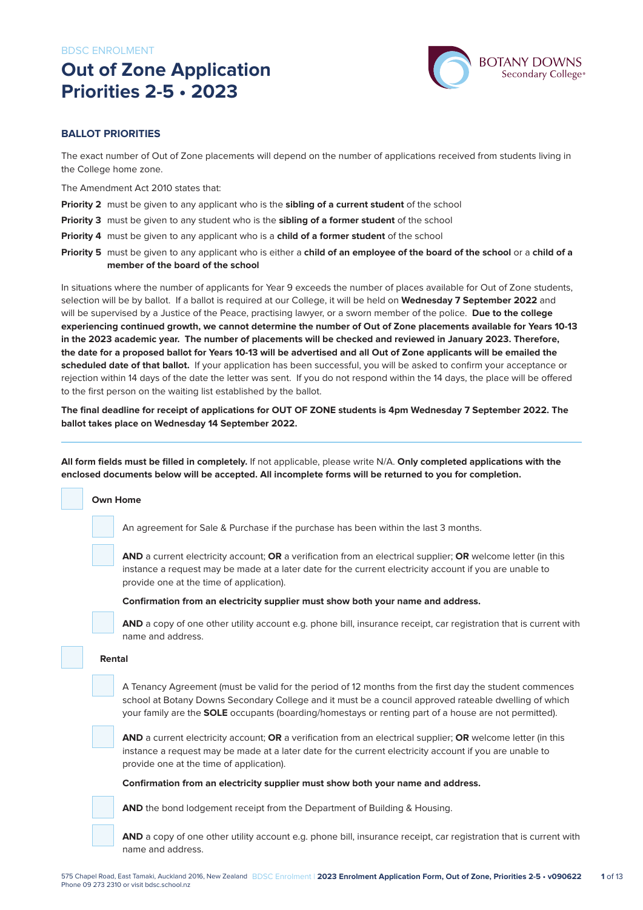BDSC ENROLMENT

# Out of Zone Application Priorities 2-5 • 2023

BOTANY DOWNS Secondary College

## BALLOT PRIORITIES

The exact number of Out of Zone placements will depend on the number of applications received from students living in the College home zone.

The Amendment Act 2010 states that:

**Priority 2** must be given to any applicant who is the **sibling of a current student** of the school

**Priority 3** must be given to any student who is the **sibling of a former student** of the school

**Priority 4** must be given to any applicant who is a **child of a former student** of the school

**Priority 5** must be given to any applicant who is either a **child of an employee of the board of the school** or a **child of a member of the board of the school**

In situations where the number of applicants for Year 9 exceeds the number of places available for Out of Zone students, selection will be by ballot. If a ballot is required at our College, it will be held on **Wednesday 7 September 2022** and will be supervised by a Justice of the Peace, practising lawyer, or a sworn member of the police. **Due to the college experiencing continued growth, we cannot determine the number of Out of Zone placements available for Years 10-13 in the 2023 academic year. The number of placements will be checked and reviewed in January 2023. Therefore, the date for a proposed ballot for Years 10-13 will be advertised and all Out of Zone applicants will be emailed the scheduled date of that ballot.** If your application has been successful, you will be asked to confirm your acceptance or rejection within 14 days of the date the letter was sent. If you do not respond within the 14 days, the place will be offered to the first person on the waiting list established by the ballot.

**The final deadline for receipt of applications for OUT OF ZONE students is 4pm Wednesday 7 September 2022. The ballot takes place on Wednesday 14 September 2022.**

---

**All form fields must be filled in completely.** If not applicable, please write N/A. **Only completed applications with the enclosed documents below will be accepted. All incomplete forms will be returned to you for completion.**

- [ ] **Own Home**
  - [ ] An agreement for Sale & Purchase if the purchase has been within the last 3 months.
  - [ ] **AND** a current electricity account; **OR** a verification from an electrical supplier; **OR** welcome letter (in this instance a request may be made at a later date for the current electricity account if you are unable to provide one at the time of application).

    **Confirmation from an electricity supplier must show both your name and address.**
  - [ ] **AND** a copy of one other utility account e.g. phone bill, insurance receipt, car registration that is current with name and address.

- [ ] **Rental**
  - [ ] A Tenancy Agreement (must be valid for the period of 12 months from the first day the student commences school at Botany Downs Secondary College and it must be a council approved rateable dwelling of which your family are the **SOLE** occupants (boarding/homestays or renting part of a house are not permitted).
  - [ ] **AND** a current electricity account; **OR** a verification from an electrical supplier; **OR** welcome letter (in this instance a request may be made at a later date for the current electricity account if you are unable to provide one at the time of application).

    **Confirmation from an electricity supplier must show both your name and address.**
  - [ ] **AND** the bond lodgement receipt from the Department of Building & Housing.
  - [ ] **AND** a copy of one other utility account e.g. phone bill, insurance receipt, car registration that is current with name and address.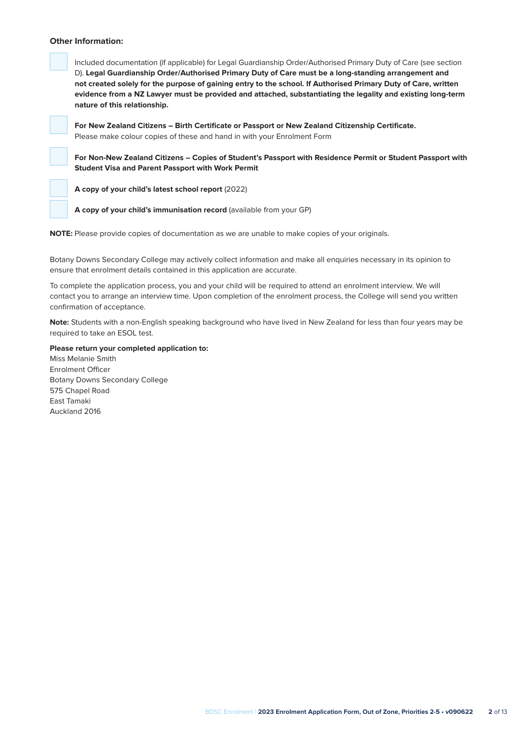**Other Information:**

- [ ] Included documentation (if applicable) for Legal Guardianship Order/Authorised Primary Duty of Care (see section D). **Legal Guardianship Order/Authorised Primary Duty of Care must be a long-standing arrangement and not created solely for the purpose of gaining entry to the school. If Authorised Primary Duty of Care, written evidence from a NZ Lawyer must be provided and attached, substantiating the legality and existing long-term nature of this relationship.**

- [ ] **For New Zealand Citizens – Birth Certificate or Passport or New Zealand Citizenship Certificate.** Please make colour copies of these and hand in with your Enrolment Form

- [ ] **For Non-New Zealand Citizens – Copies of Student's Passport with Residence Permit or Student Passport with Student Visa and Parent Passport with Work Permit**

- [ ] **A copy of your child's latest school report** (2022)

- [ ] **A copy of your child's immunisation record** (available from your GP)

**NOTE:** Please provide copies of documentation as we are unable to make copies of your originals.

Botany Downs Secondary College may actively collect information and make all enquiries necessary in its opinion to ensure that enrolment details contained in this application are accurate.

To complete the application process, you and your child will be required to attend an enrolment interview. We will contact you to arrange an interview time. Upon completion of the enrolment process, the College will send you written confirmation of acceptance.

**Note:** Students with a non-English speaking background who have lived in New Zealand for less than four years may be required to take an ESOL test.

**Please return your completed application to:**
Miss Melanie Smith
Enrolment Officer
Botany Downs Secondary College
575 Chapel Road
East Tamaki
Auckland 2016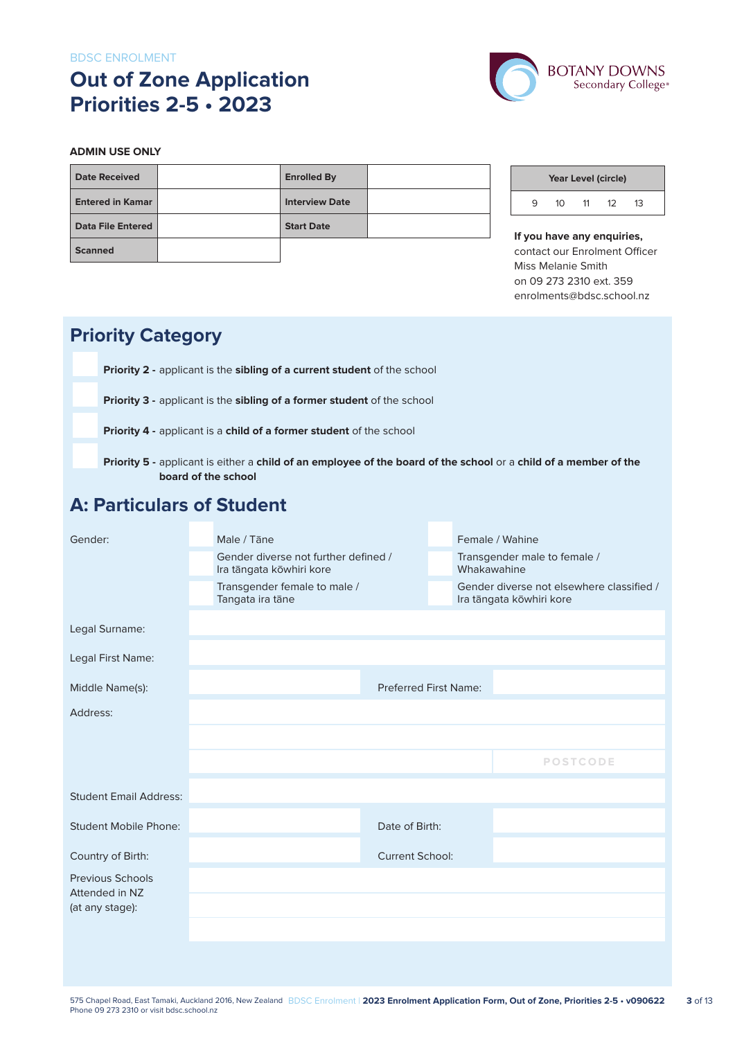BDSC ENROLMENT

# Out of Zone Application Priorities 2-5 • 2023

BOTANY DOWNS Secondary College

**ADMIN USE ONLY**

| **Date Received** | | **Enrolled By** | |
|---|---|---|---|
| **Entered in Kamar** | | **Interview Date** | |
| **Data File Entered** | | **Start Date** | |
| **Scanned** | | | |

| Year Level (circle) | | | | |
|---|---|---|---|---|
| 9 | 10 | 11 | 12 | 13 |

**If you have any enquiries,** contact our Enrolment Officer Miss Melanie Smith on 09 273 2310 ext. 359 enrolments@bdsc.school.nz

## Priority Category

☐ **Priority 2 -** applicant is the **sibling of a current student** of the school

☐ **Priority 3 -** applicant is the **sibling of a former student** of the school

☐ **Priority 4 -** applicant is a **child of a former student** of the school

☐ **Priority 5 -** applicant is either a **child of an employee of the board of the school** or a **child of a member of the board of the school**

## A: Particulars of Student

Gender:
- ☐ Male / Tāne
- ☐ Female / Wahine
- ☐ Gender diverse not further defined / Ira tāngata kōwhiri kore
- ☐ Transgender male to female / Whakawahine
- ☐ Transgender female to male / Tangata ira tāne
- ☐ Gender diverse not elsewhere classified / Ira tāngata kōwhiri kore

Legal Surname:

Legal First Name:

Middle Name(s): Preferred First Name:

Address:

POSTCODE

Student Email Address:

Student Mobile Phone: Date of Birth:

Country of Birth: Current School:

Previous Schools Attended in NZ (at any stage):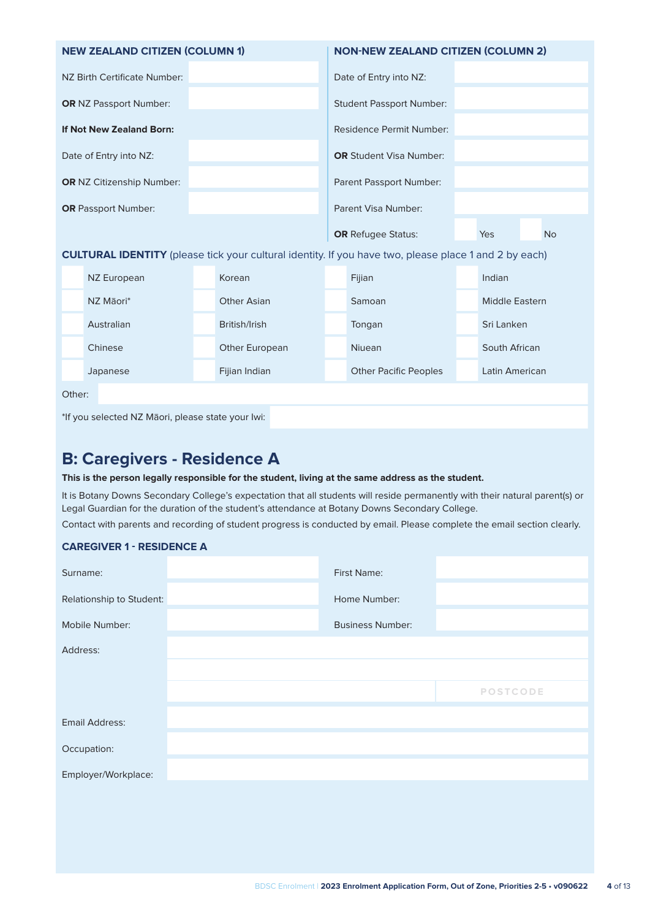| NEW ZEALAND CITIZEN (COLUMN 1) | | NON-NEW ZEALAND CITIZEN (COLUMN 2) | |
|---|---|---|---|
| NZ Birth Certificate Number: | | Date of Entry into NZ: | |
| **OR** NZ Passport Number: | | Student Passport Number: | |
| **If Not New Zealand Born:** | | Residence Permit Number: | |
| Date of Entry into NZ: | | **OR** Student Visa Number: | |
| **OR** NZ Citizenship Number: | | Parent Passport Number: | |
| **OR** Passport Number: | | Parent Visa Number: | |
| | | **OR** Refugee Status: | Yes / No |

**CULTURAL IDENTITY** (please tick your cultural identity. If you have two, please place 1 and 2 by each)

| | | | |
|---|---|---|---|
| NZ European | Korean | Fijian | Indian |
| NZ Māori* | Other Asian | Samoan | Middle Eastern |
| Australian | British/Irish | Tongan | Sri Lanken |
| Chinese | Other European | Niuean | South African |
| Japanese | Fijian Indian | Other Pacific Peoples | Latin American |

Other:

*If you selected NZ Māori, please state your Iwi:

## B: Caregivers - Residence A

**This is the person legally responsible for the student, living at the same address as the student.**

It is Botany Downs Secondary College's expectation that all students will reside permanently with their natural parent(s) or Legal Guardian for the duration of the student's attendance at Botany Downs Secondary College.

Contact with parents and recording of student progress is conducted by email. Please complete the email section clearly.

### CAREGIVER 1 - RESIDENCE A

| | | | |
|---|---|---|---|
| Surname: | | First Name: | |
| Relationship to Student: | | Home Number: | |
| Mobile Number: | | Business Number: | |

Address:

POSTCODE

Email Address:

Occupation:

Employer/Workplace: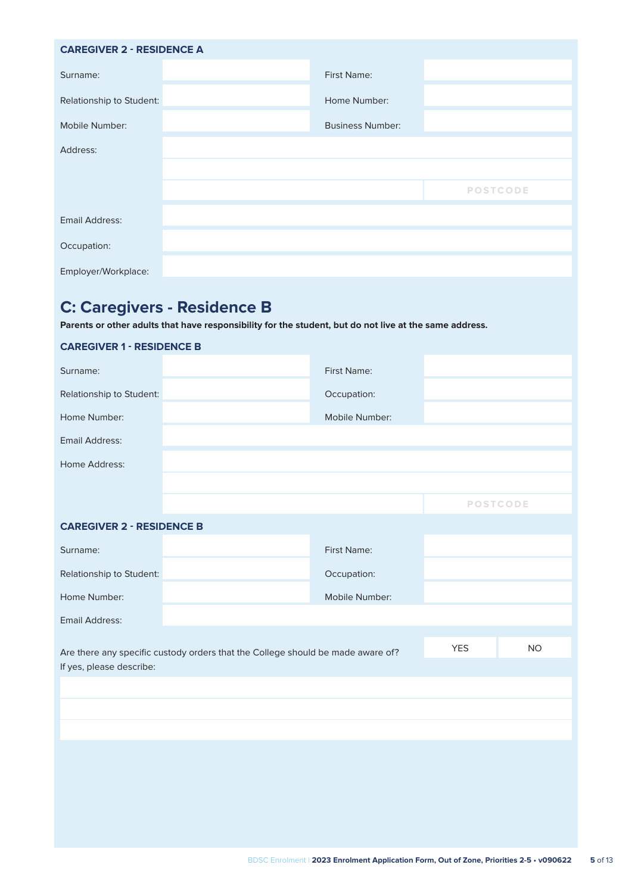**CAREGIVER 2 - RESIDENCE A**

| | | | |
|---|---|---|---|
| Surname: | | First Name: | |
| Relationship to Student: | | Home Number: | |
| Mobile Number: | | Business Number: | |
| Address: | | | |
| | | | |
| | | | POSTCODE |
| Email Address: | | | |
| Occupation: | | | |
| Employer/Workplace: | | | |

## C: Caregivers - Residence B

**Parents or other adults that have responsibility for the student, but do not live at the same address.**

**CAREGIVER 1 - RESIDENCE B**

| | | | |
|---|---|---|---|
| Surname: | | First Name: | |
| Relationship to Student: | | Occupation: | |
| Home Number: | | Mobile Number: | |
| Email Address: | | | |
| Home Address: | | | |
| | | | |
| | | | POSTCODE |

**CAREGIVER 2 - RESIDENCE B**

| | | | |
|---|---|---|---|
| Surname: | | First Name: | |
| Relationship to Student: | | Occupation: | |
| Home Number: | | Mobile Number: | |
| Email Address: | | | |

Are there any specific custody orders that the College should be made aware of? YES NO

If yes, please describe: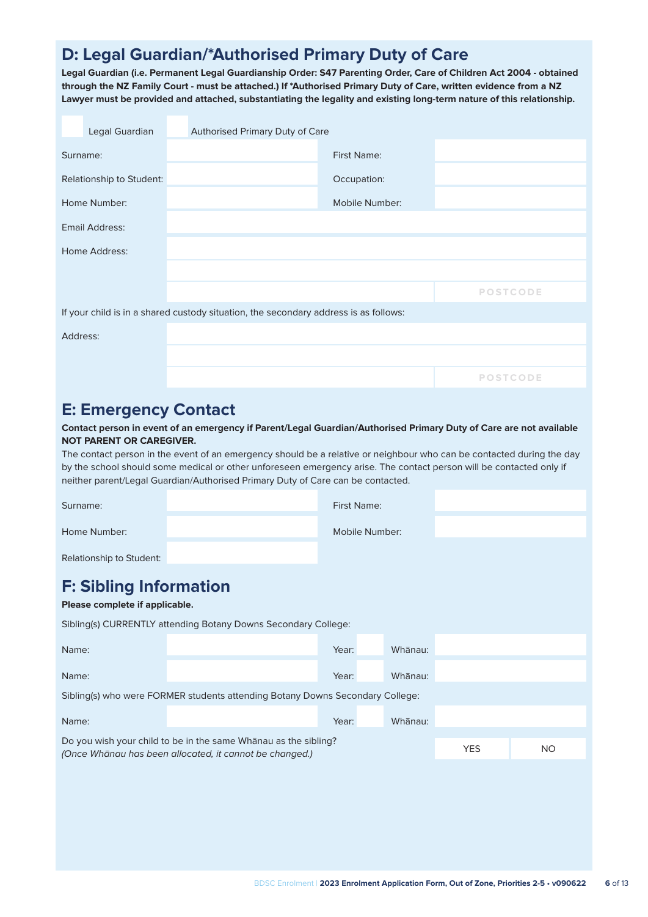## D: Legal Guardian/*Authorised Primary Duty of Care

**Legal Guardian (i.e. Permanent Legal Guardianship Order: S47 Parenting Order, Care of Children Act 2004 - obtained through the NZ Family Court - must be attached.) If *Authorised Primary Duty of Care, written evidence from a NZ Lawyer must be provided and attached, substantiating the legality and existing long-term nature of this relationship.**

☐ Legal Guardian ☐ Authorised Primary Duty of Care

| | | | |
|---|---|---|---|
| Surname: | | First Name: | |
| Relationship to Student: | | Occupation: | |
| Home Number: | | Mobile Number: | |
| Email Address: | | | |
| Home Address: | | | |
| | | | |
| | | | POSTCODE |

If your child is in a shared custody situation, the secondary address is as follows:

| | | |
|---|---|---|
| Address: | | |
| | | |
| | | POSTCODE |

## E: Emergency Contact

**Contact person in event of an emergency if Parent/Legal Guardian/Authorised Primary Duty of Care are not available NOT PARENT OR CAREGIVER.**

The contact person in the event of an emergency should be a relative or neighbour who can be contacted during the day by the school should some medical or other unforeseen emergency arise. The contact person will be contacted only if neither parent/Legal Guardian/Authorised Primary Duty of Care can be contacted.

| | | | |
|---|---|---|---|
| Surname: | | First Name: | |
| Home Number: | | Mobile Number: | |
| Relationship to Student: | | | |

## F: Sibling Information

**Please complete if applicable.**

Sibling(s) CURRENTLY attending Botany Downs Secondary College:

| | | | | | |
|---|---|---|---|---|---|
| Name: | | Year: | | Whānau: | |
| Name: | | Year: | | Whānau: | |

Sibling(s) who were FORMER students attending Botany Downs Secondary College:

| | | | | | |
|---|---|---|---|---|---|
| Name: | | Year: | | Whānau: | |

Do you wish your child to be in the same Whānau as the sibling? YES / NO
*(Once Whānau has been allocated, it cannot be changed.)*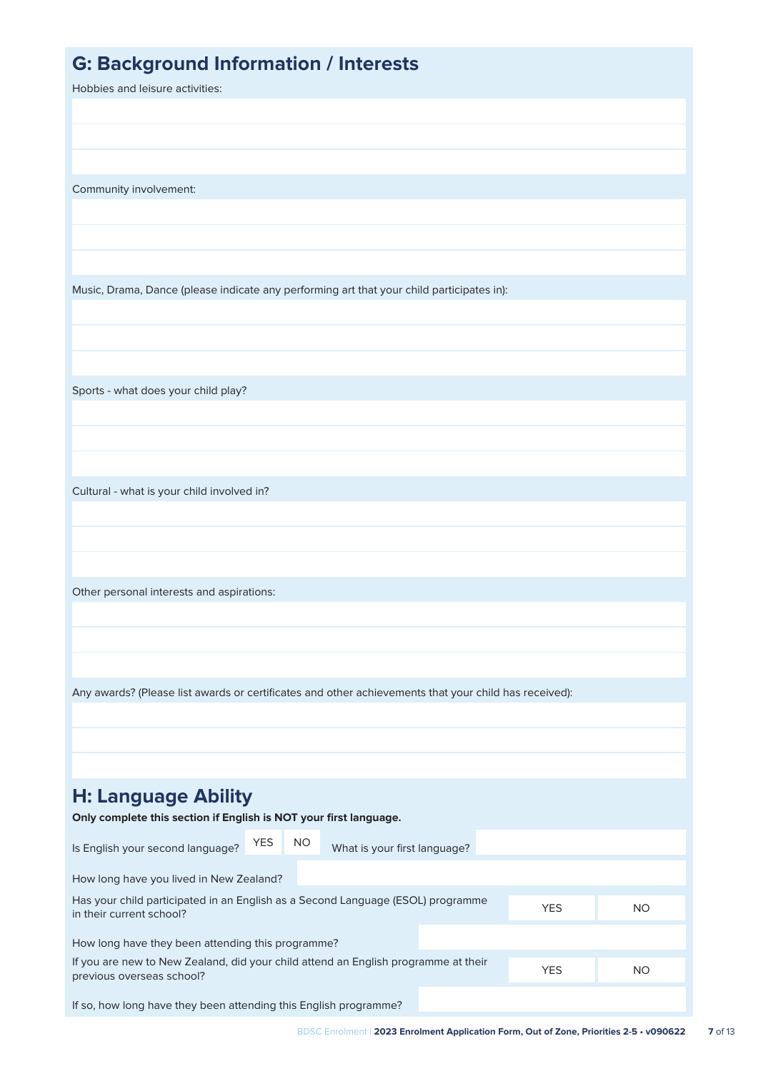## G: Background Information / Interests

Hobbies and leisure activities:

Community involvement:

Music, Drama, Dance (please indicate any performing art that your child participates in):

Sports - what does your child play?

Cultural - what is your child involved in?

Other personal interests and aspirations:

Any awards? (Please list awards or certificates and other achievements that your child has received):

## H: Language Ability

**Only complete this section if English is NOT your first language.**

Is English your second language? YES NO What is your first language?

How long have you lived in New Zealand?

Has your child participated in an English as a Second Language (ESOL) programme in their current school? YES NO

How long have they been attending this programme?

If you are new to New Zealand, did your child attend an English programme at their previous overseas school? YES NO

If so, how long have they been attending this English programme?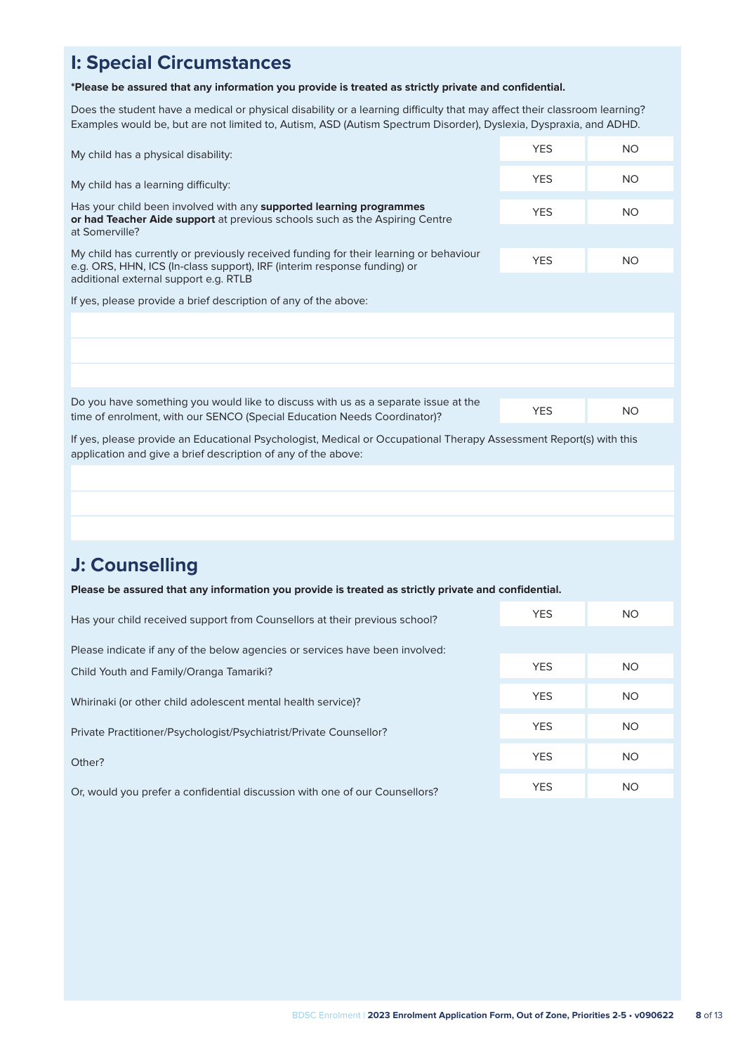## I: Special Circumstances

**\*Please be assured that any information you provide is treated as strictly private and confidential.**

Does the student have a medical or physical disability or a learning difficulty that may affect their classroom learning? Examples would be, but are not limited to, Autism, ASD (Autism Spectrum Disorder), Dyslexia, Dyspraxia, and ADHD.

| | | |
|---|---|---|
| My child has a physical disability: | YES | NO |
| My child has a learning difficulty: | YES | NO |
| Has your child been involved with any **supported learning programmes or had Teacher Aide support** at previous schools such as the Aspiring Centre at Somerville? | YES | NO |
| My child has currently or previously received funding for their learning or behaviour e.g. ORS, HHN, ICS (In-class support), IRF (interim response funding) or additional external support e.g. RTLB | YES | NO |

If yes, please provide a brief description of any of the above:

| | | |
|---|---|---|
| Do you have something you would like to discuss with us as a separate issue at the time of enrolment, with our SENCO (Special Education Needs Coordinator)? | YES | NO |

If yes, please provide an Educational Psychologist, Medical or Occupational Therapy Assessment Report(s) with this application and give a brief description of any of the above:

## J: Counselling

**Please be assured that any information you provide is treated as strictly private and confidential.**

| | | |
|---|---|---|
| Has your child received support from Counsellors at their previous school? | YES | NO |

Please indicate if any of the below agencies or services have been involved:

| | | |
|---|---|---|
| Child Youth and Family/Oranga Tamariki? | YES | NO |
| Whirinaki (or other child adolescent mental health service)? | YES | NO |
| Private Practitioner/Psychologist/Psychiatrist/Private Counsellor? | YES | NO |
| Other? | YES | NO |
| Or, would you prefer a confidential discussion with one of our Counsellors? | YES | NO |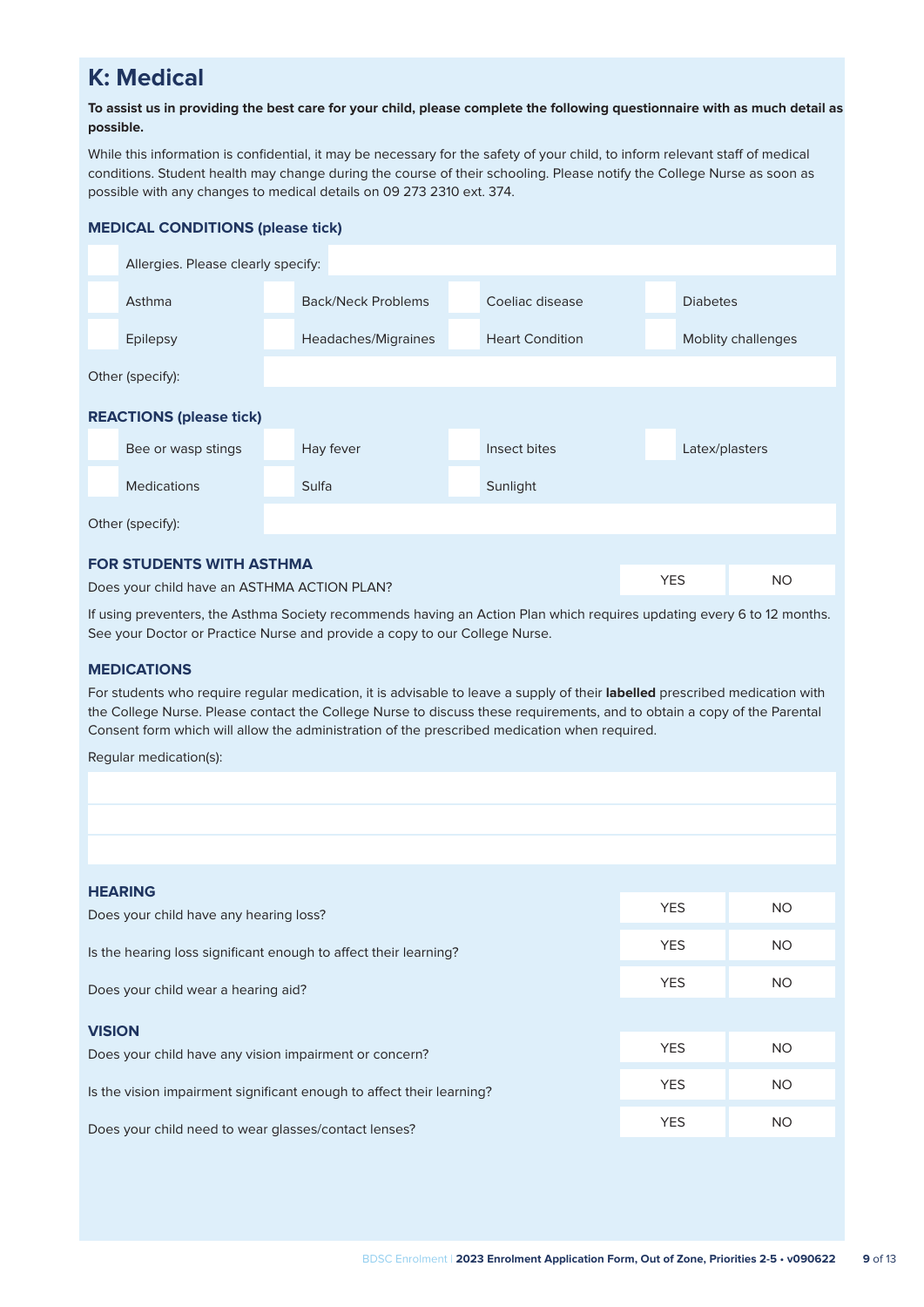# K: Medical

**To assist us in providing the best care for your child, please complete the following questionnaire with as much detail as possible.**

While this information is confidential, it may be necessary for the safety of your child, to inform relevant staff of medical conditions. Student health may change during the course of their schooling. Please notify the College Nurse as soon as possible with any changes to medical details on 09 273 2310 ext. 374.

### MEDICAL CONDITIONS (please tick)

| | | | | | | | |
|---|---|---|---|---|---|---|---|
| ☐ | Allergies. Please clearly specify: | | | | | | |
| ☐ | Asthma | ☐ | Back/Neck Problems | ☐ | Coeliac disease | ☐ | Diabetes |
| ☐ | Epilepsy | ☐ | Headaches/Migraines | ☐ | Heart Condition | ☐ | Mobility challenges |

Other (specify):

### REACTIONS (please tick)

| | | | | | | | |
|---|---|---|---|---|---|---|---|
| ☐ | Bee or wasp stings | ☐ | Hay fever | ☐ | Insect bites | ☐ | Latex/plasters |
| ☐ | Medications | ☐ | Sulfa | ☐ | Sunlight | | |

Other (specify):

### FOR STUDENTS WITH ASTHMA

| | | |
|---|---|---|
| Does your child have an ASTHMA ACTION PLAN? | YES | NO |

If using preventers, the Asthma Society recommends having an Action Plan which requires updating every 6 to 12 months. See your Doctor or Practice Nurse and provide a copy to our College Nurse.

### MEDICATIONS

For students who require regular medication, it is advisable to leave a supply of their **labelled** prescribed medication with the College Nurse. Please contact the College Nurse to discuss these requirements, and to obtain a copy of the Parental Consent form which will allow the administration of the prescribed medication when required.

Regular medication(s):

### HEARING

| | | |
|---|---|---|
| Does your child have any hearing loss? | YES | NO |
| Is the hearing loss significant enough to affect their learning? | YES | NO |
| Does your child wear a hearing aid? | YES | NO |

### VISION

| | | |
|---|---|---|
| Does your child have any vision impairment or concern? | YES | NO |
| Is the vision impairment significant enough to affect their learning? | YES | NO |
| Does your child need to wear glasses/contact lenses? | YES | NO |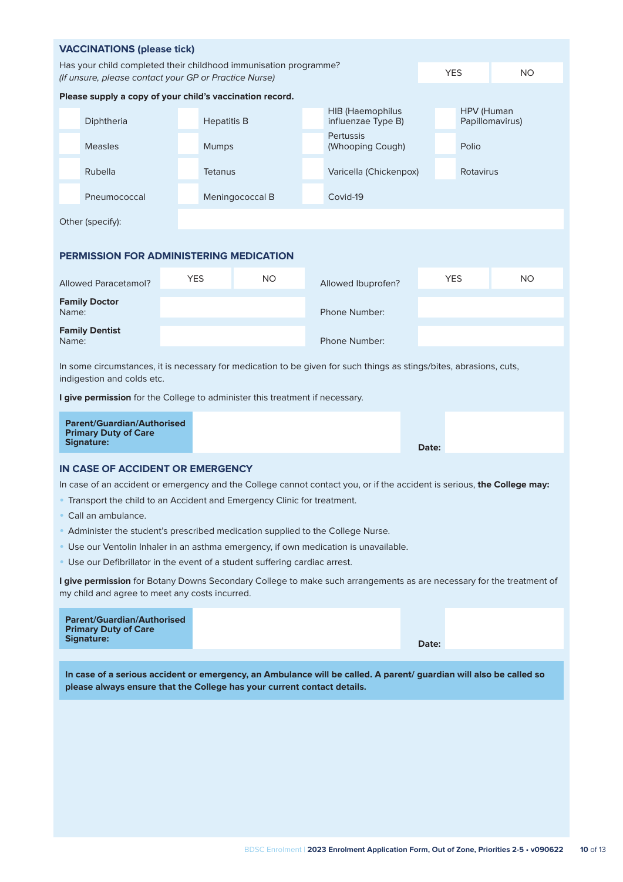## VACCINATIONS (please tick)

| Has your child completed their childhood immunisation programme? *(If unsure, please contact your GP or Practice Nurse)* | YES | NO |
|---|---|---|

**Please supply a copy of your child's vaccination record.**

| | | | | | | | |
|---|---|---|---|---|---|---|---|
| | Diphtheria | | Hepatitis B | | HIB (Haemophilus influenzae Type B) | | HPV (Human Papillomavirus) |
| | Measles | | Mumps | | Pertussis (Whooping Cough) | | Polio |
| | Rubella | | Tetanus | | Varicella (Chickenpox) | | Rotavirus |
| | Pneumococcal | | Meningococcal B | | Covid-19 | | |

Other (specify):

## PERMISSION FOR ADMINISTERING MEDICATION

| | | | | | |
|---|---|---|---|---|---|
| Allowed Paracetamol? | YES | NO | Allowed Ibuprofen? | YES | NO |
| **Family Doctor** Name: | | | Phone Number: | | |
| **Family Dentist** Name: | | | Phone Number: | | |

In some circumstances, it is necessary for medication to be given for such things as stings/bites, abrasions, cuts, indigestion and colds etc.

**I give permission** for the College to administer this treatment if necessary.

| **Parent/Guardian/Authorised Primary Duty of Care Signature:** | | **Date:** | |
|---|---|---|---|

## IN CASE OF ACCIDENT OR EMERGENCY

In case of an accident or emergency and the College cannot contact you, or if the accident is serious, **the College may:**

- Transport the child to an Accident and Emergency Clinic for treatment.
- Call an ambulance.
- Administer the student's prescribed medication supplied to the College Nurse.
- Use our Ventolin Inhaler in an asthma emergency, if own medication is unavailable.
- Use our Defibrillator in the event of a student suffering cardiac arrest.

**I give permission** for Botany Downs Secondary College to make such arrangements as are necessary for the treatment of my child and agree to meet any costs incurred.

| **Parent/Guardian/Authorised Primary Duty of Care Signature:** | | **Date:** | |
|---|---|---|---|

**In case of a serious accident or emergency, an Ambulance will be called. A parent/ guardian will also be called so please always ensure that the College has your current contact details.**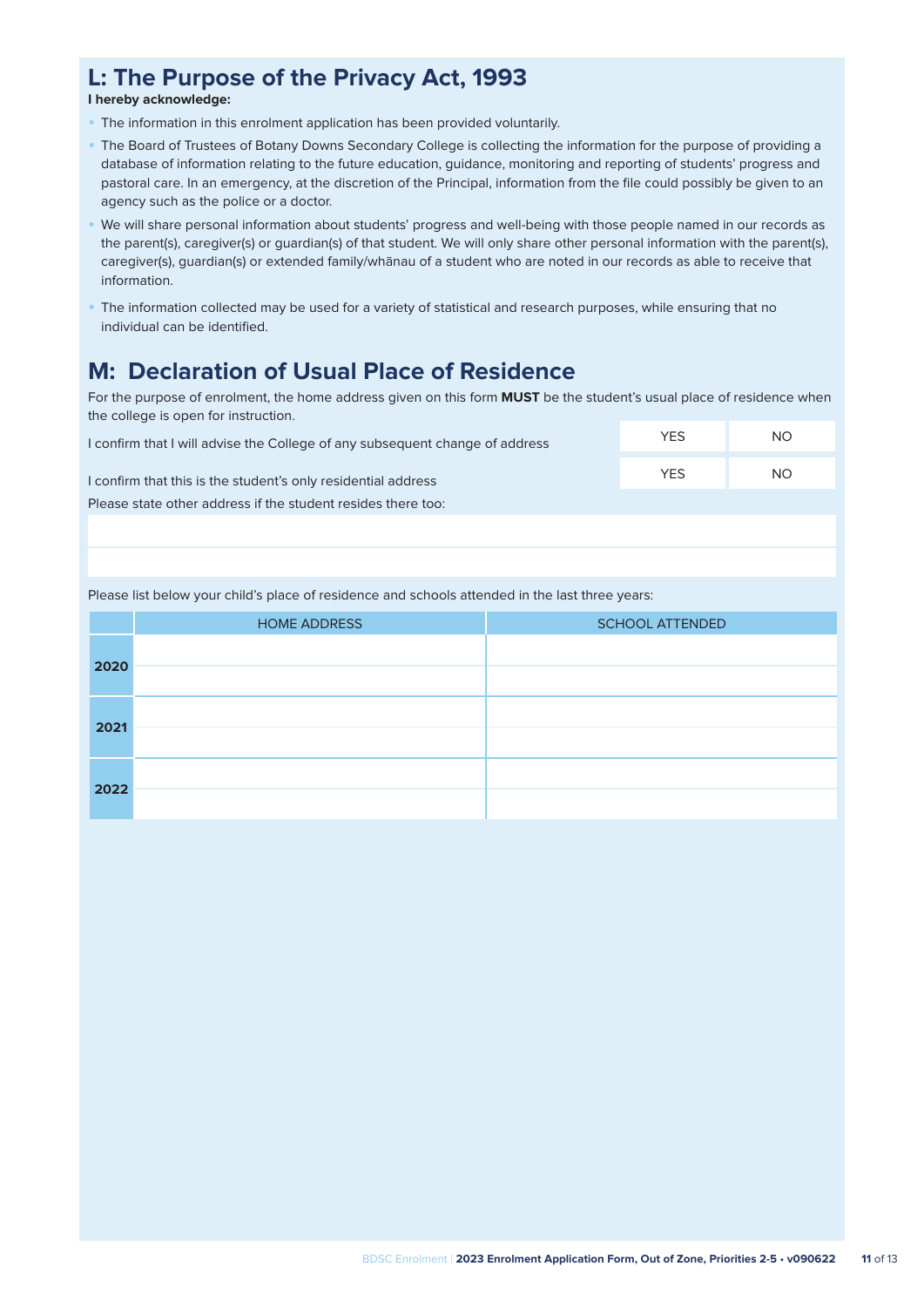## L: The Purpose of the Privacy Act, 1993

**I hereby acknowledge:**

- The information in this enrolment application has been provided voluntarily.
- The Board of Trustees of Botany Downs Secondary College is collecting the information for the purpose of providing a database of information relating to the future education, guidance, monitoring and reporting of students' progress and pastoral care. In an emergency, at the discretion of the Principal, information from the file could possibly be given to an agency such as the police or a doctor.
- We will share personal information about students' progress and well-being with those people named in our records as the parent(s), caregiver(s) or guardian(s) of that student. We will only share other personal information with the parent(s), caregiver(s), guardian(s) or extended family/whānau of a student who are noted in our records as able to receive that information.
- The information collected may be used for a variety of statistical and research purposes, while ensuring that no individual can be identified.

## M: Declaration of Usual Place of Residence

For the purpose of enrolment, the home address given on this form **MUST** be the student's usual place of residence when the college is open for instruction.

| | | |
|---|---|---|
| I confirm that I will advise the College of any subsequent change of address | YES | NO |
| I confirm that this is the student's only residential address | YES | NO |

Please state other address if the student resides there too:

Please list below your child's place of residence and schools attended in the last three years:

| | HOME ADDRESS | SCHOOL ATTENDED |
|---|---|---|
| **2020** | | |
| **2021** | | |
| **2022** | | |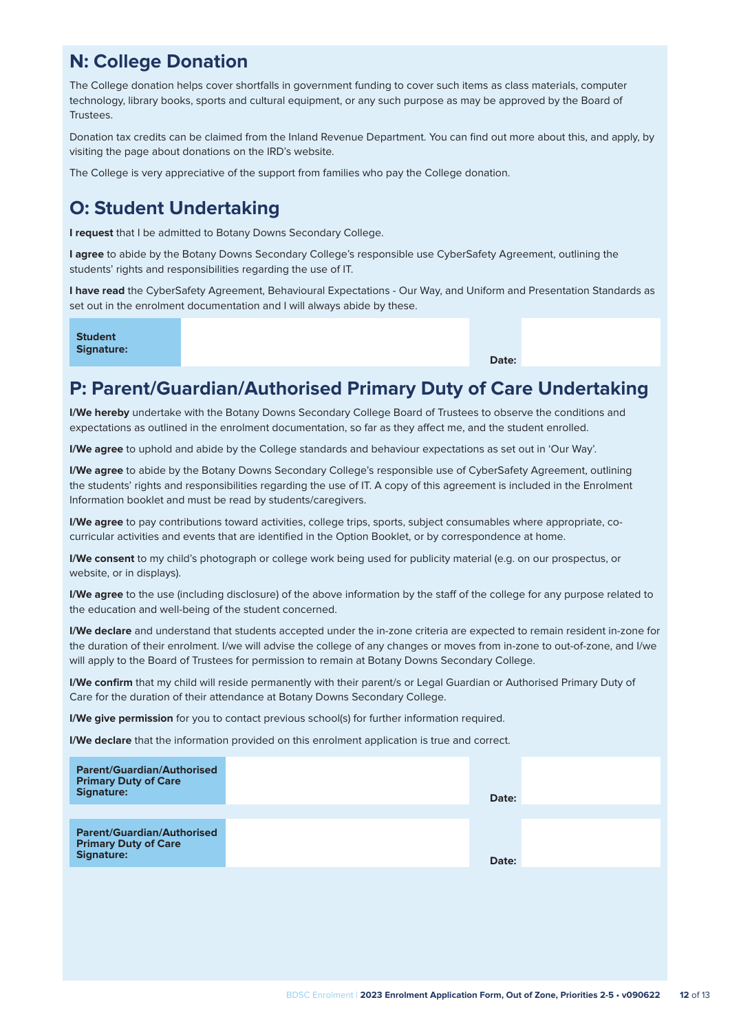## N: College Donation

The College donation helps cover shortfalls in government funding to cover such items as class materials, computer technology, library books, sports and cultural equipment, or any such purpose as may be approved by the Board of Trustees.

Donation tax credits can be claimed from the Inland Revenue Department. You can find out more about this, and apply, by visiting the page about donations on the IRD's website.

The College is very appreciative of the support from families who pay the College donation.

## O: Student Undertaking

**I request** that I be admitted to Botany Downs Secondary College.

**I agree** to abide by the Botany Downs Secondary College's responsible use CyberSafety Agreement, outlining the students' rights and responsibilities regarding the use of IT.

**I have read** the CyberSafety Agreement, Behavioural Expectations - Our Way, and Uniform and Presentation Standards as set out in the enrolment documentation and I will always abide by these.

| **Student Signature:** | | **Date:** | |
|---|---|---|---|

## P: Parent/Guardian/Authorised Primary Duty of Care Undertaking

**I/We hereby** undertake with the Botany Downs Secondary College Board of Trustees to observe the conditions and expectations as outlined in the enrolment documentation, so far as they affect me, and the student enrolled.

**I/We agree** to uphold and abide by the College standards and behaviour expectations as set out in 'Our Way'.

**I/We agree** to abide by the Botany Downs Secondary College's responsible use of CyberSafety Agreement, outlining the students' rights and responsibilities regarding the use of IT. A copy of this agreement is included in the Enrolment Information booklet and must be read by students/caregivers.

**I/We agree** to pay contributions toward activities, college trips, sports, subject consumables where appropriate, co-curricular activities and events that are identified in the Option Booklet, or by correspondence at home.

**I/We consent** to my child's photograph or college work being used for publicity material (e.g. on our prospectus, or website, or in displays).

**I/We agree** to the use (including disclosure) of the above information by the staff of the college for any purpose related to the education and well-being of the student concerned.

**I/We declare** and understand that students accepted under the in-zone criteria are expected to remain resident in-zone for the duration of their enrolment. I/we will advise the college of any changes or moves from in-zone to out-of-zone, and I/we will apply to the Board of Trustees for permission to remain at Botany Downs Secondary College.

**I/We confirm** that my child will reside permanently with their parent/s or Legal Guardian or Authorised Primary Duty of Care for the duration of their attendance at Botany Downs Secondary College.

**I/We give permission** for you to contact previous school(s) for further information required.

**I/We declare** that the information provided on this enrolment application is true and correct.

| **Parent/Guardian/Authorised Primary Duty of Care Signature:** | | **Date:** | |
|---|---|---|---|
| **Parent/Guardian/Authorised Primary Duty of Care Signature:** | | **Date:** | |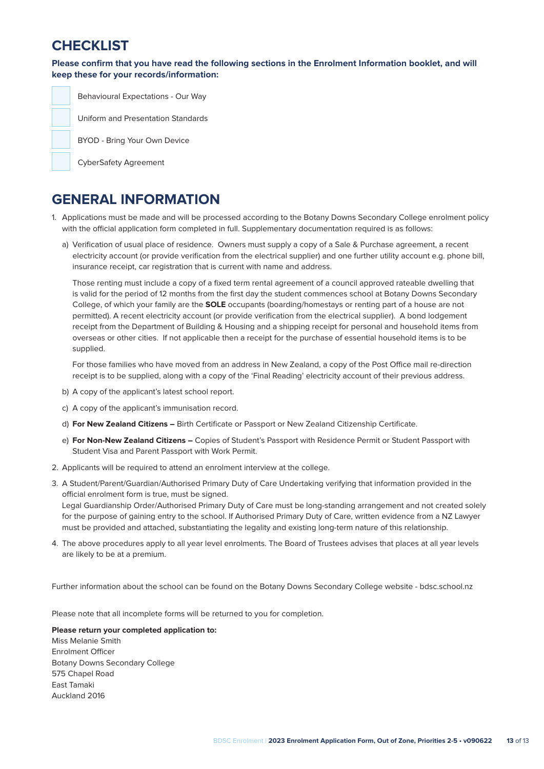## CHECKLIST

**Please confirm that you have read the following sections in the Enrolment Information booklet, and will keep these for your records/information:**

- [ ] Behavioural Expectations - Our Way
- [ ] Uniform and Presentation Standards
- [ ] BYOD - Bring Your Own Device
- [ ] CyberSafety Agreement

## GENERAL INFORMATION

1. Applications must be made and will be processed according to the Botany Downs Secondary College enrolment policy with the official application form completed in full. Supplementary documentation required is as follows:

   a) Verification of usual place of residence. Owners must supply a copy of a Sale & Purchase agreement, a recent electricity account (or provide verification from the electrical supplier) and one further utility account e.g. phone bill, insurance receipt, car registration that is current with name and address.

      Those renting must include a copy of a fixed term rental agreement of a council approved rateable dwelling that is valid for the period of 12 months from the first day the student commences school at Botany Downs Secondary College, of which your family are the **SOLE** occupants (boarding/homestays or renting part of a house are not permitted). A recent electricity account (or provide verification from the electrical supplier). A bond lodgement receipt from the Department of Building & Housing and a shipping receipt for personal and household items from overseas or other cities. If not applicable then a receipt for the purchase of essential household items is to be supplied.

      For those families who have moved from an address in New Zealand, a copy of the Post Office mail re-direction receipt is to be supplied, along with a copy of the 'Final Reading' electricity account of their previous address.

   b) A copy of the applicant's latest school report.

   c) A copy of the applicant's immunisation record.

   d) **For New Zealand Citizens –** Birth Certificate or Passport or New Zealand Citizenship Certificate.

   e) **For Non-New Zealand Citizens –** Copies of Student's Passport with Residence Permit or Student Passport with Student Visa and Parent Passport with Work Permit.

2. Applicants will be required to attend an enrolment interview at the college.

3. A Student/Parent/Guardian/Authorised Primary Duty of Care Undertaking verifying that information provided in the official enrolment form is true, must be signed.
   Legal Guardianship Order/Authorised Primary Duty of Care must be long-standing arrangement and not created solely for the purpose of gaining entry to the school. If Authorised Primary Duty of Care, written evidence from a NZ Lawyer must be provided and attached, substantiating the legality and existing long-term nature of this relationship.

4. The above procedures apply to all year level enrolments. The Board of Trustees advises that places at all year levels are likely to be at a premium.

Further information about the school can be found on the Botany Downs Secondary College website - bdsc.school.nz

Please note that all incomplete forms will be returned to you for completion.

**Please return your completed application to:**
Miss Melanie Smith
Enrolment Officer
Botany Downs Secondary College
575 Chapel Road
East Tamaki
Auckland 2016